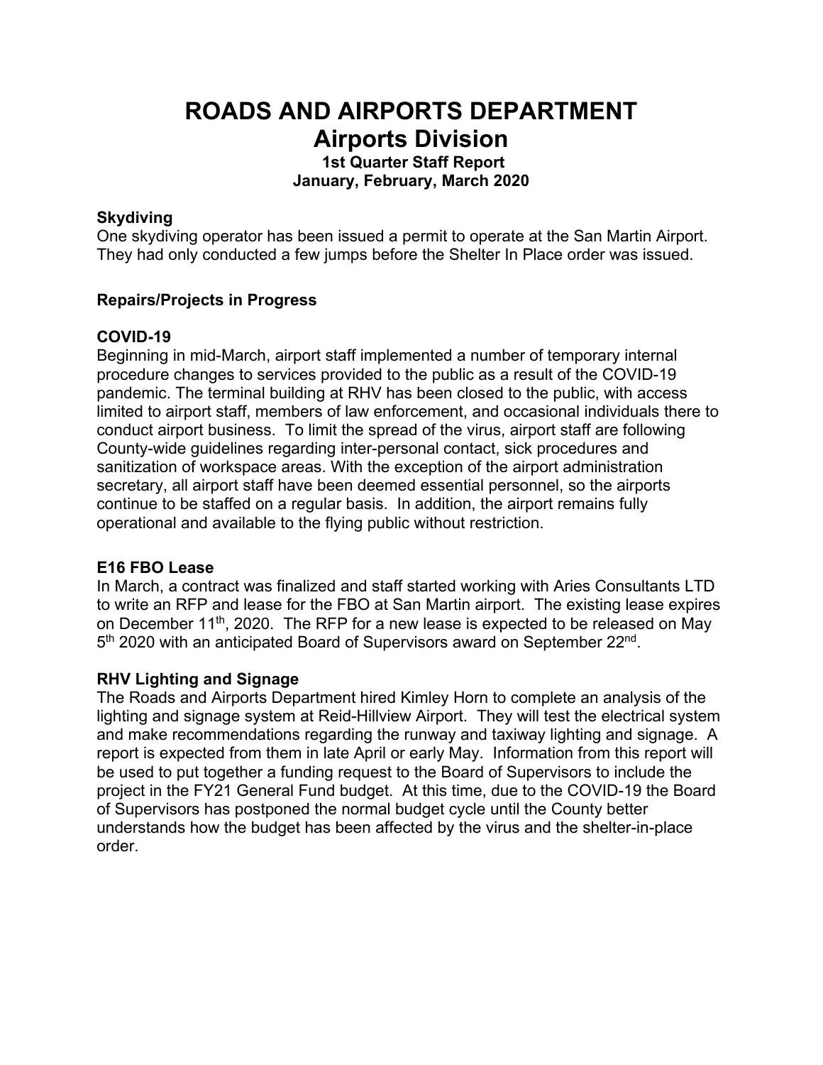# ROADS AND AIRPORTS DEPARTMENT

## Airports Division

### 1st Quarter Staff Report
### January, February, March 2020

**Skydiving**
One skydiving operator has been issued a permit to operate at the San Martin Airport. They had only conducted a few jumps before the Shelter In Place order was issued.

**Repairs/Projects in Progress**

**COVID-19**
Beginning in mid-March, airport staff implemented a number of temporary internal procedure changes to services provided to the public as a result of the COVID-19 pandemic. The terminal building at RHV has been closed to the public, with access limited to airport staff, members of law enforcement, and occasional individuals there to conduct airport business. To limit the spread of the virus, airport staff are following County-wide guidelines regarding inter-personal contact, sick procedures and sanitization of workspace areas. With the exception of the airport administration secretary, all airport staff have been deemed essential personnel, so the airports continue to be staffed on a regular basis. In addition, the airport remains fully operational and available to the flying public without restriction.

**E16 FBO Lease**
In March, a contract was finalized and staff started working with Aries Consultants LTD to write an RFP and lease for the FBO at San Martin airport. The existing lease expires on December 11th, 2020. The RFP for a new lease is expected to be released on May 5th 2020 with an anticipated Board of Supervisors award on September 22nd.

**RHV Lighting and Signage**
The Roads and Airports Department hired Kimley Horn to complete an analysis of the lighting and signage system at Reid-Hillview Airport. They will test the electrical system and make recommendations regarding the runway and taxiway lighting and signage. A report is expected from them in late April or early May. Information from this report will be used to put together a funding request to the Board of Supervisors to include the project in the FY21 General Fund budget. At this time, due to the COVID-19 the Board of Supervisors has postponed the normal budget cycle until the County better understands how the budget has been affected by the virus and the shelter-in-place order.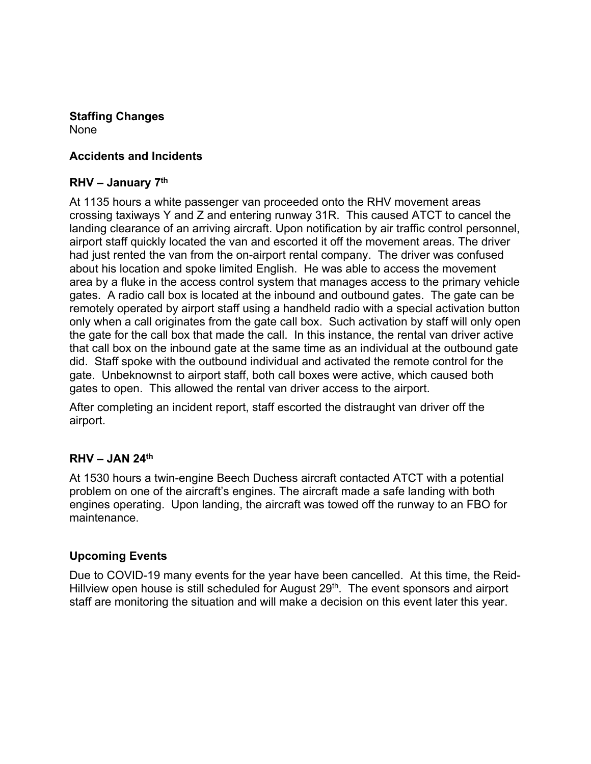**Staffing Changes**
None

**Accidents and Incidents**

**RHV – January 7th**

At 1135 hours a white passenger van proceeded onto the RHV movement areas crossing taxiways Y and Z and entering runway 31R. This caused ATCT to cancel the landing clearance of an arriving aircraft. Upon notification by air traffic control personnel, airport staff quickly located the van and escorted it off the movement areas. The driver had just rented the van from the on-airport rental company. The driver was confused about his location and spoke limited English. He was able to access the movement area by a fluke in the access control system that manages access to the primary vehicle gates. A radio call box is located at the inbound and outbound gates. The gate can be remotely operated by airport staff using a handheld radio with a special activation button only when a call originates from the gate call box. Such activation by staff will only open the gate for the call box that made the call. In this instance, the rental van driver active that call box on the inbound gate at the same time as an individual at the outbound gate did. Staff spoke with the outbound individual and activated the remote control for the gate. Unbeknownst to airport staff, both call boxes were active, which caused both gates to open. This allowed the rental van driver access to the airport.

After completing an incident report, staff escorted the distraught van driver off the airport.

**RHV – JAN 24th**

At 1530 hours a twin-engine Beech Duchess aircraft contacted ATCT with a potential problem on one of the aircraft's engines. The aircraft made a safe landing with both engines operating. Upon landing, the aircraft was towed off the runway to an FBO for maintenance.

**Upcoming Events**

Due to COVID-19 many events for the year have been cancelled. At this time, the Reid-Hillview open house is still scheduled for August 29th. The event sponsors and airport staff are monitoring the situation and will make a decision on this event later this year.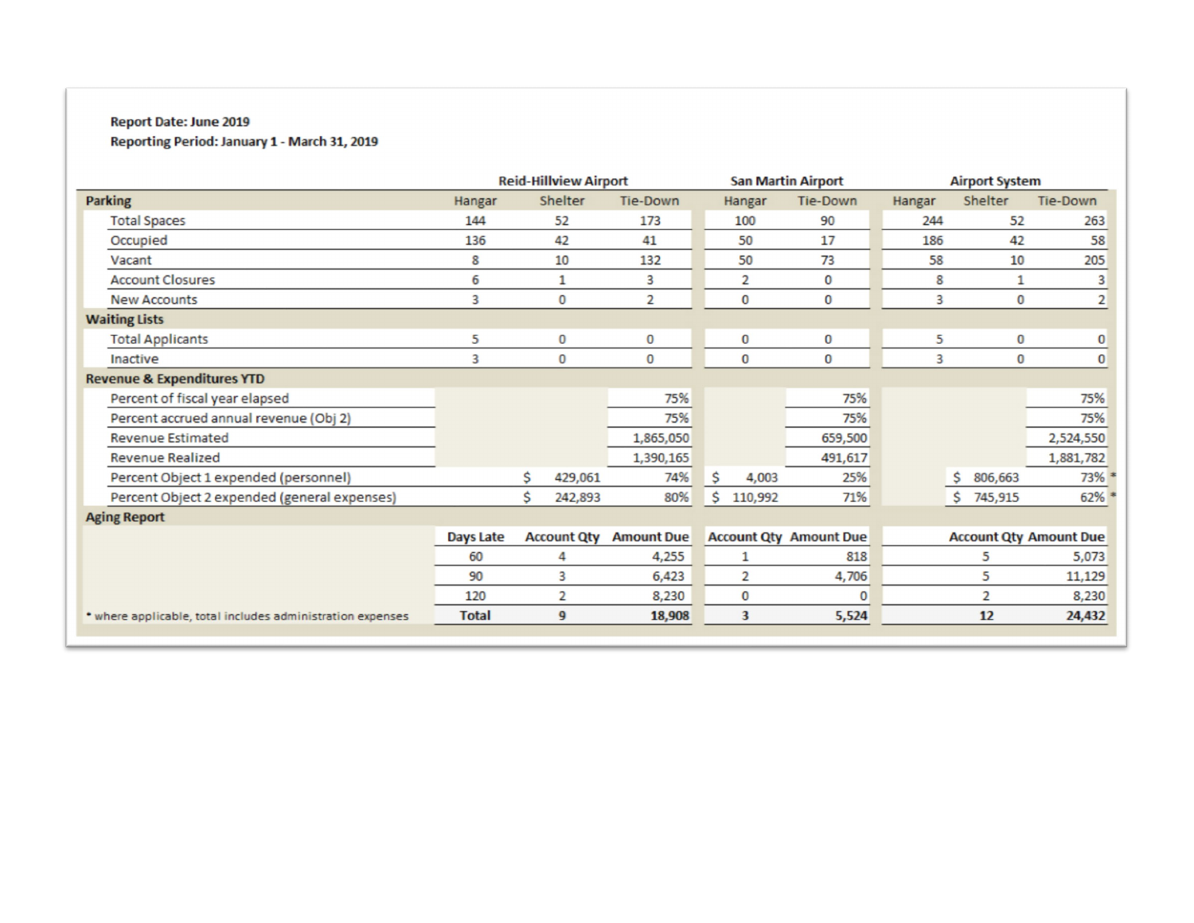**Report Date: June 2019**

**Reporting Period: January 1 - March 31, 2019**

| | Reid-Hillview Airport | | | San Martin Airport | | Airport System | | |
|---|---|---|---|---|---|---|---|---|
| **Parking** | Hangar | Shelter | Tie-Down | Hangar | Tie-Down | Hangar | Shelter | Tie-Down |
| Total Spaces | 144 | 52 | 173 | 100 | 90 | 244 | 52 | 263 |
| Occupied | 136 | 42 | 41 | 50 | 17 | 186 | 42 | 58 |
| Vacant | 8 | 10 | 132 | 50 | 73 | 58 | 10 | 205 |
| Account Closures | 6 | 1 | 3 | 2 | 0 | 8 | 1 | 3 |
| New Accounts | 3 | 0 | 2 | 0 | 0 | 3 | 0 | 2 |
| **Waiting Lists** | | | | | | | | |
| Total Applicants | 5 | 0 | 0 | 0 | 0 | 5 | 0 | 0 |
| Inactive | 3 | 0 | 0 | 0 | 0 | 3 | 0 | 0 |
| **Revenue & Expenditures YTD** | | | | | | | | |
| Percent of fiscal year elapsed | | | 75% | | 75% | | | 75% |
| Percent accrued annual revenue (Obj 2) | | | 75% | | 75% | | | 75% |
| Revenue Estimated | | | 1,865,050 | | 659,500 | | | 2,524,550 |
| Revenue Realized | | | 1,390,165 | | 491,617 | | | 1,881,782 |
| Percent Object 1 expended (personnel) | | $ 429,061 | 74% | $ 4,003 | 25% | | $ 806,663 | 73% * |
| Percent Object 2 expended (general expenses) | | $ 242,893 | 80% | $ 110,992 | 71% | | $ 745,915 | 62% * |
| **Aging Report** | | | | | | | | |
| | Days Late | Account Qty | Amount Due | Account Qty | Amount Due | | Account Qty | Amount Due |
| | 60 | 4 | 4,255 | 1 | 818 | | 5 | 5,073 |
| | 90 | 3 | 6,423 | 2 | 4,706 | | 5 | 11,129 |
| | 120 | 2 | 8,230 | 0 | 0 | | 2 | 8,230 |
| * where applicable, total includes administration expenses | **Total** | **9** | **18,908** | **3** | **5,524** | | **12** | **24,432** |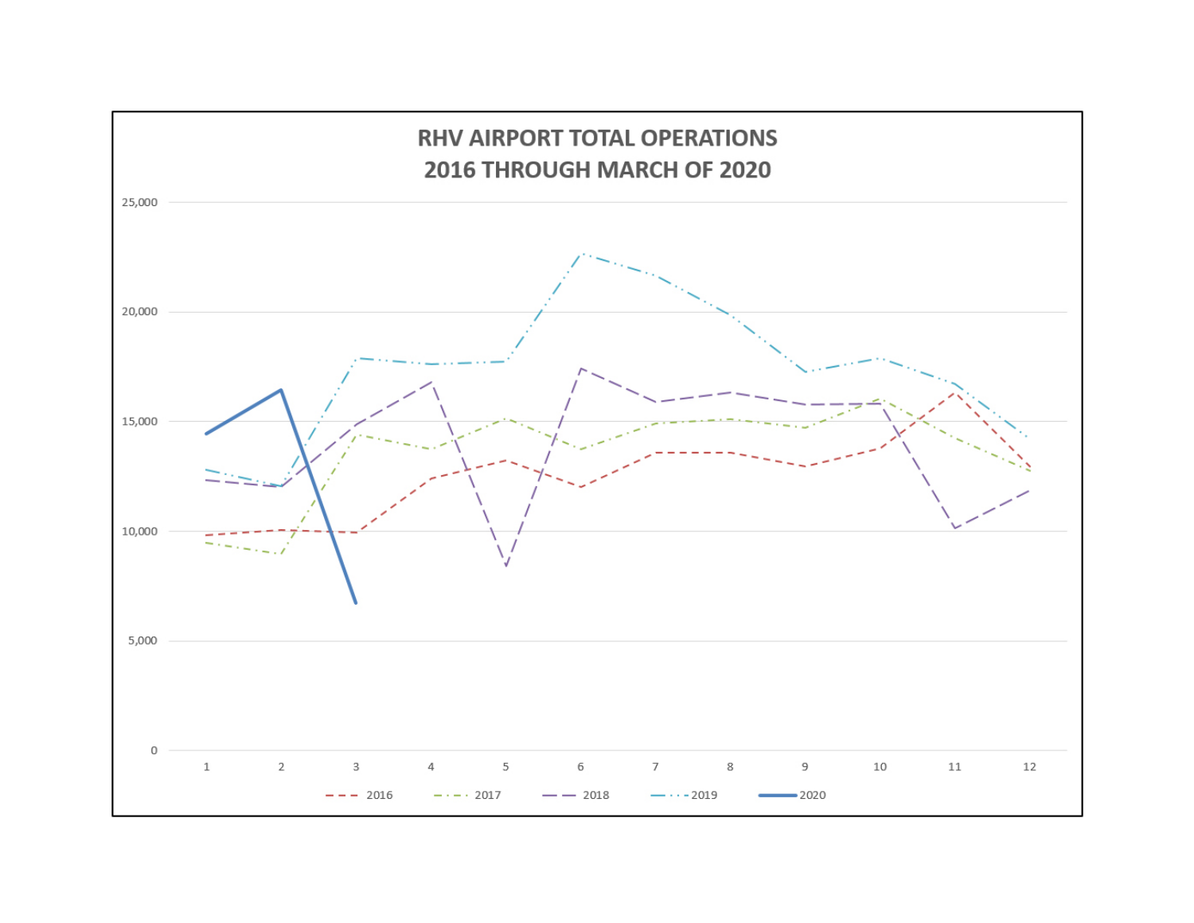# RHV AIRPORT TOTAL OPERATIONS
## 2016 THROUGH MARCH OF 2020

25,000

20,000

15,000

10,000

5,000

0

1 2 3 4 5 6 7 8 9 10 11 12

2016 2017 2018 2019 2020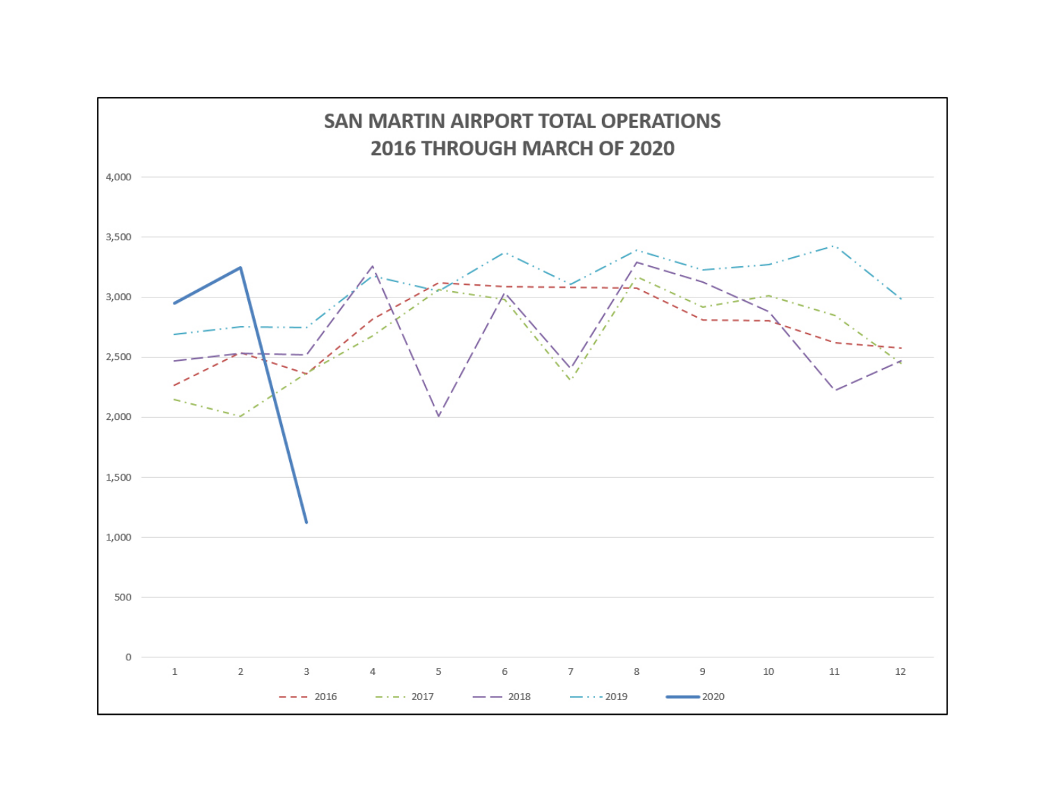SAN MARTIN AIRPORT TOTAL OPERATIONS
2016 THROUGH MARCH OF 2020

4,000
3,500
3,000
2,500
2,000
1,500
1,000
500
0

1
2
3
4
5
6
7
8
9
10
11
12

2016
2017
2018
2019
2020